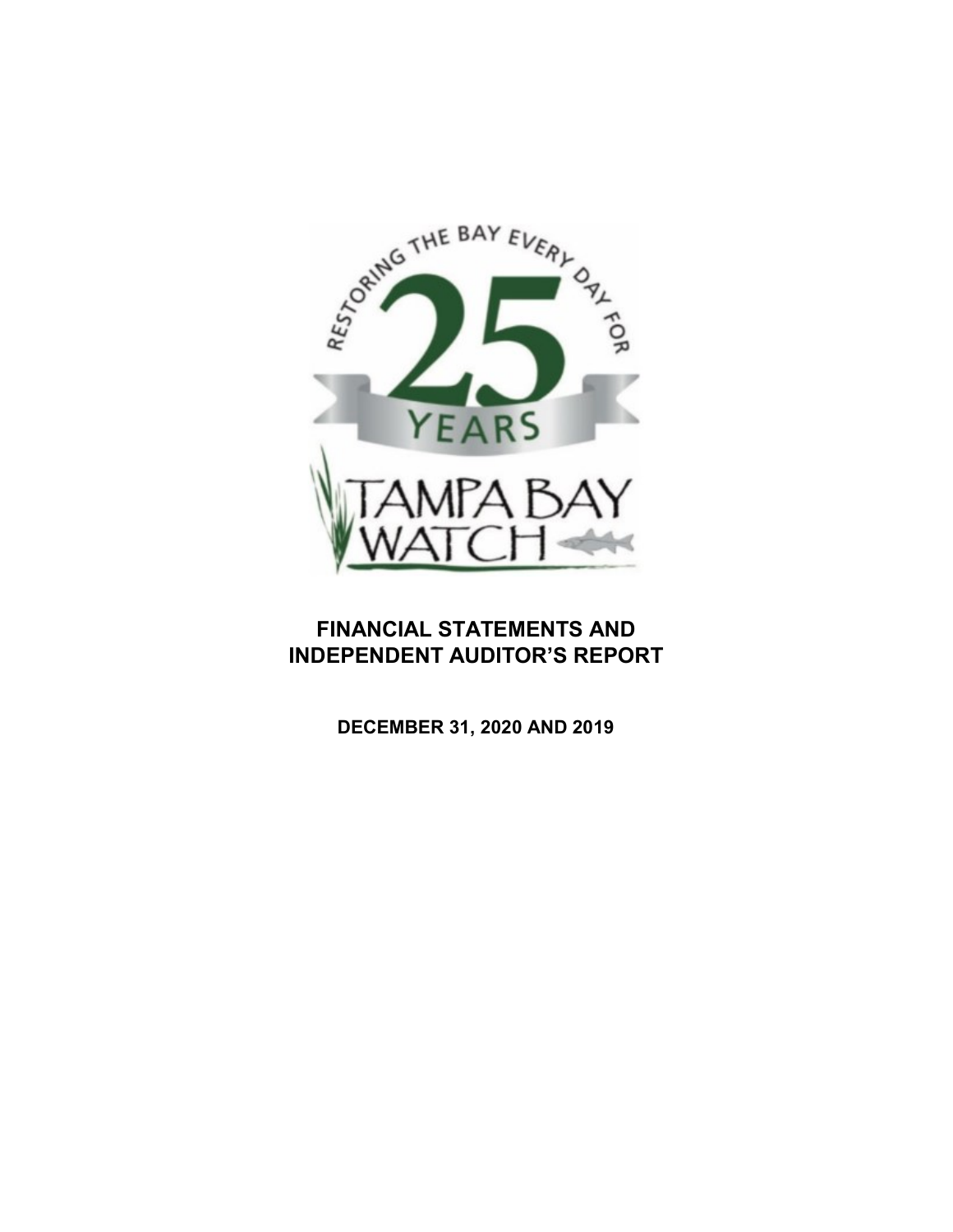RESTORING THE BAY EVERY DAY FOR 25 YEARS

TAMPA BAY WATCH

# FINANCIAL STATEMENTS AND INDEPENDENT AUDITOR'S REPORT

**DECEMBER 31, 2020 AND 2019**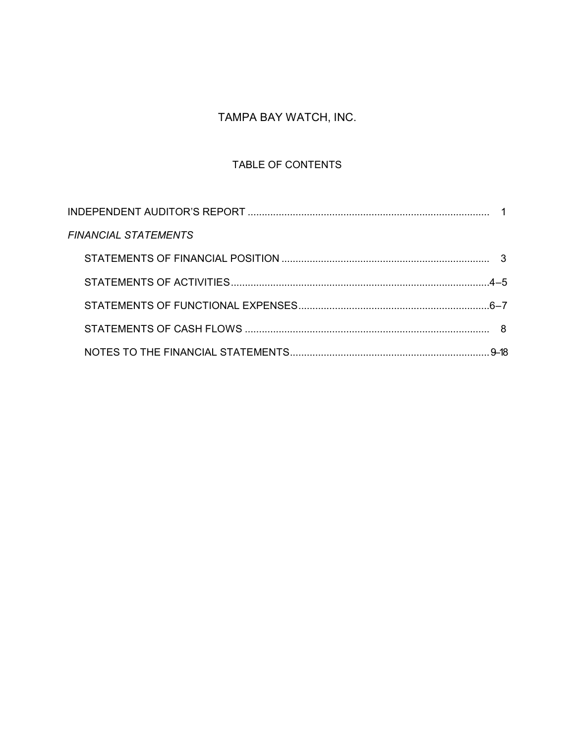# TAMPA BAY WATCH, INC.

## TABLE OF CONTENTS

| | |
|---|---|
| INDEPENDENT AUDITOR'S REPORT | 1 |
| *FINANCIAL STATEMENTS* | |
| STATEMENTS OF FINANCIAL POSITION | 3 |
| STATEMENTS OF ACTIVITIES | 4–5 |
| STATEMENTS OF FUNCTIONAL EXPENSES | 6–7 |
| STATEMENTS OF CASH FLOWS | 8 |
| NOTES TO THE FINANCIAL STATEMENTS | 9–18 |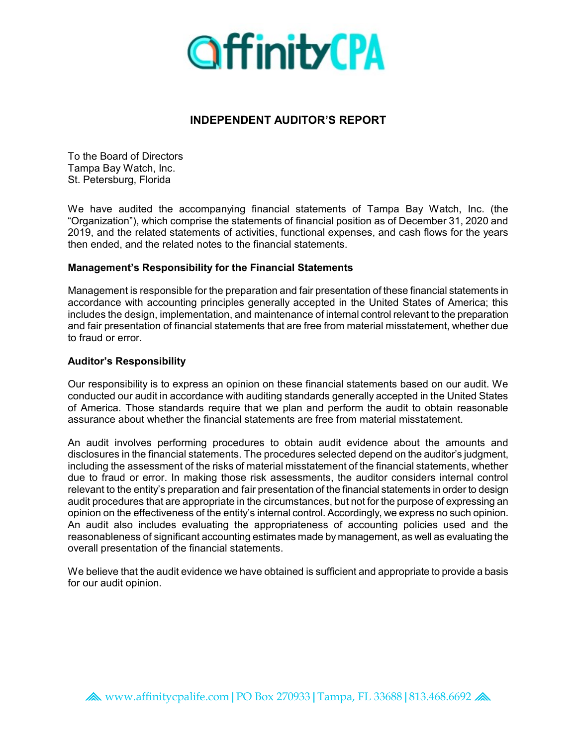# INDEPENDENT AUDITOR'S REPORT

To the Board of Directors
Tampa Bay Watch, Inc.
St. Petersburg, Florida

We have audited the accompanying financial statements of Tampa Bay Watch, Inc. (the "Organization"), which comprise the statements of financial position as of December 31, 2020 and 2019, and the related statements of activities, functional expenses, and cash flows for the years then ended, and the related notes to the financial statements.

**Management's Responsibility for the Financial Statements**

Management is responsible for the preparation and fair presentation of these financial statements in accordance with accounting principles generally accepted in the United States of America; this includes the design, implementation, and maintenance of internal control relevant to the preparation and fair presentation of financial statements that are free from material misstatement, whether due to fraud or error.

**Auditor's Responsibility**

Our responsibility is to express an opinion on these financial statements based on our audit. We conducted our audit in accordance with auditing standards generally accepted in the United States of America. Those standards require that we plan and perform the audit to obtain reasonable assurance about whether the financial statements are free from material misstatement.

An audit involves performing procedures to obtain audit evidence about the amounts and disclosures in the financial statements. The procedures selected depend on the auditor's judgment, including the assessment of the risks of material misstatement of the financial statements, whether due to fraud or error. In making those risk assessments, the auditor considers internal control relevant to the entity's preparation and fair presentation of the financial statements in order to design audit procedures that are appropriate in the circumstances, but not for the purpose of expressing an opinion on the effectiveness of the entity's internal control. Accordingly, we express no such opinion. An audit also includes evaluating the appropriateness of accounting policies used and the reasonableness of significant accounting estimates made by management, as well as evaluating the overall presentation of the financial statements.

We believe that the audit evidence we have obtained is sufficient and appropriate to provide a basis for our audit opinion.

www.affinitycpalife.com | PO Box 270933 | Tampa, FL 33688 | 813.468.6692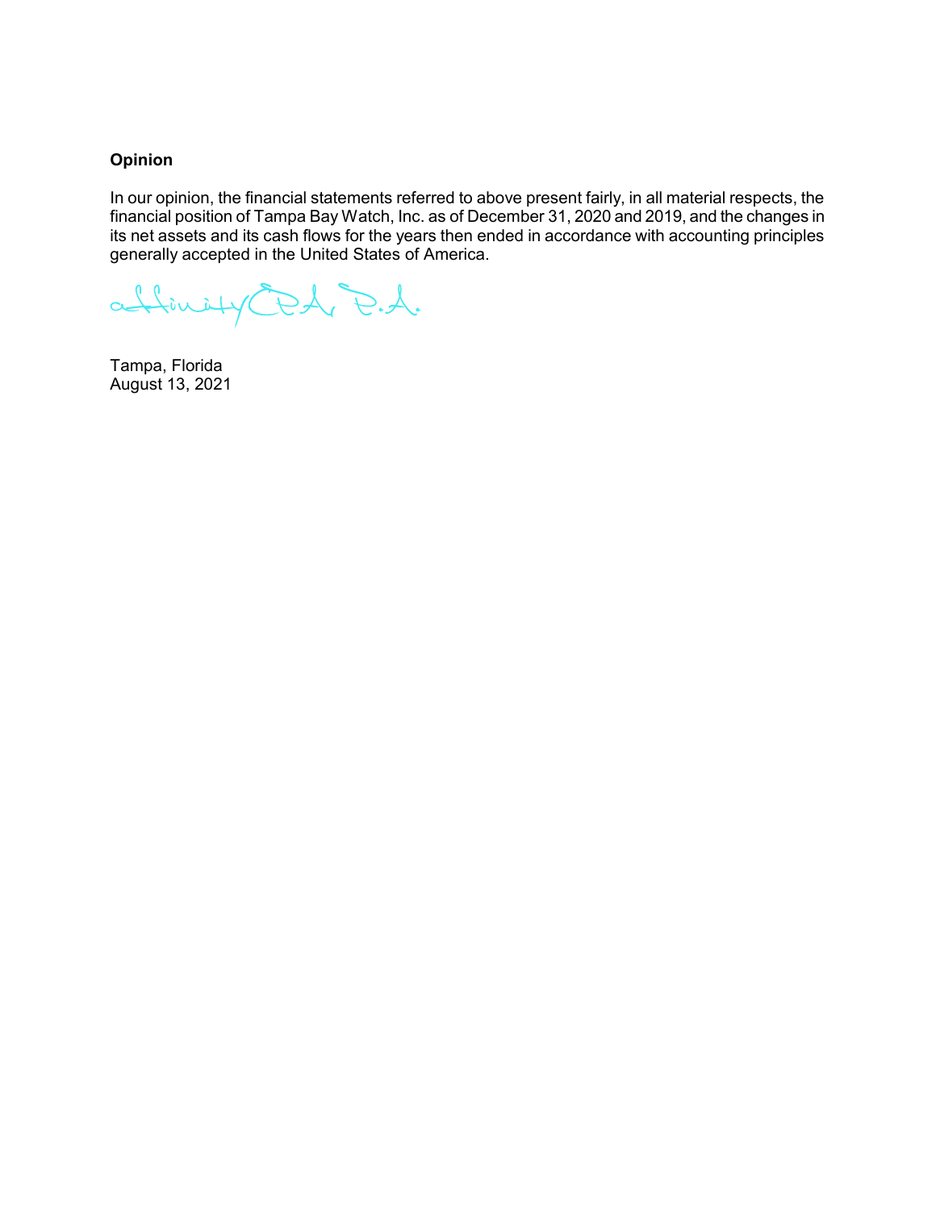**Opinion**

In our opinion, the financial statements referred to above present fairly, in all material respects, the financial position of Tampa Bay Watch, Inc. as of December 31, 2020 and 2019, and the changes in its net assets and its cash flows for the years then ended in accordance with accounting principles generally accepted in the United States of America.

affinity CPA, P.A.

Tampa, Florida
August 13, 2021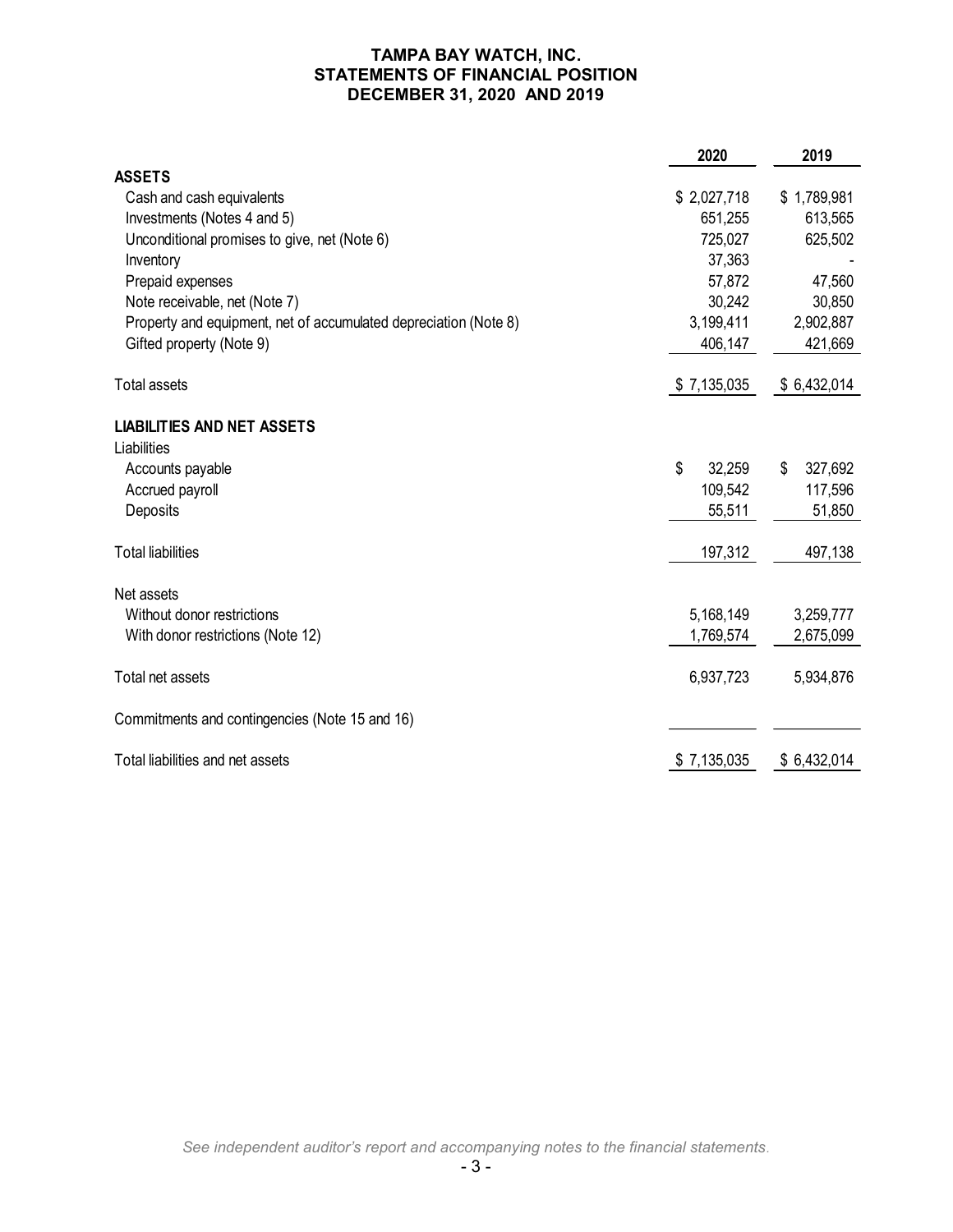# TAMPA BAY WATCH, INC.
## STATEMENTS OF FINANCIAL POSITION
## DECEMBER 31, 2020 AND 2019

| | 2020 | 2019 |
|---|---|---|
| **ASSETS** | | |
| Cash and cash equivalents | $ 2,027,718 | $ 1,789,981 |
| Investments (Notes 4 and 5) | 651,255 | 613,565 |
| Unconditional promises to give, net (Note 6) | 725,027 | 625,502 |
| Inventory | 37,363 | - |
| Prepaid expenses | 57,872 | 47,560 |
| Note receivable, net (Note 7) | 30,242 | 30,850 |
| Property and equipment, net of accumulated depreciation (Note 8) | 3,199,411 | 2,902,887 |
| Gifted property (Note 9) | 406,147 | 421,669 |
| Total assets | $ 7,135,035 | $ 6,432,014 |
| **LIABILITIES AND NET ASSETS** | | |
| Liabilities | | |
| Accounts payable | $ 32,259 | $ 327,692 |
| Accrued payroll | 109,542 | 117,596 |
| Deposits | 55,511 | 51,850 |
| Total liabilities | 197,312 | 497,138 |
| Net assets | | |
| Without donor restrictions | 5,168,149 | 3,259,777 |
| With donor restrictions (Note 12) | 1,769,574 | 2,675,099 |
| Total net assets | 6,937,723 | 5,934,876 |
| Commitments and contingencies (Note 15 and 16) | | |
| Total liabilities and net assets | $ 7,135,035 | $ 6,432,014 |

*See independent auditor's report and accompanying notes to the financial statements.*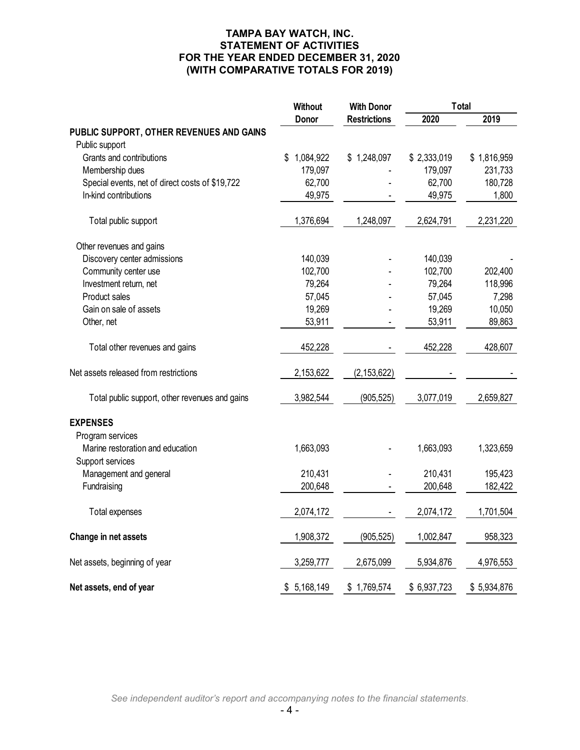# TAMPA BAY WATCH, INC.
## STATEMENT OF ACTIVITIES
## FOR THE YEAR ENDED DECEMBER 31, 2020
## (WITH COMPARATIVE TOTALS FOR 2019)

| | Without Donor | With Donor Restrictions | Total 2020 | Total 2019 |
|---|---|---|---|---|
| **PUBLIC SUPPORT, OTHER REVENUES AND GAINS** | | | | |
| Public support | | | | |
| Grants and contributions | $ 1,084,922 | $ 1,248,097 | $ 2,333,019 | $ 1,816,959 |
| Membership dues | 179,097 | - | 179,097 | 231,733 |
| Special events, net of direct costs of $19,722 | 62,700 | - | 62,700 | 180,728 |
| In-kind contributions | 49,975 | - | 49,975 | 1,800 |
| Total public support | 1,376,694 | 1,248,097 | 2,624,791 | 2,231,220 |
| Other revenues and gains | | | | |
| Discovery center admissions | 140,039 | - | 140,039 | - |
| Community center use | 102,700 | - | 102,700 | 202,400 |
| Investment return, net | 79,264 | - | 79,264 | 118,996 |
| Product sales | 57,045 | - | 57,045 | 7,298 |
| Gain on sale of assets | 19,269 | - | 19,269 | 10,050 |
| Other, net | 53,911 | - | 53,911 | 89,863 |
| Total other revenues and gains | 452,228 | - | 452,228 | 428,607 |
| Net assets released from restrictions | 2,153,622 | (2,153,622) | - | - |
| Total public support, other revenues and gains | 3,982,544 | (905,525) | 3,077,019 | 2,659,827 |
| **EXPENSES** | | | | |
| Program services | | | | |
| Marine restoration and education | 1,663,093 | - | 1,663,093 | 1,323,659 |
| Support services | | | | |
| Management and general | 210,431 | - | 210,431 | 195,423 |
| Fundraising | 200,648 | - | 200,648 | 182,422 |
| Total expenses | 2,074,172 | - | 2,074,172 | 1,701,504 |
| **Change in net assets** | 1,908,372 | (905,525) | 1,002,847 | 958,323 |
| Net assets, beginning of year | 3,259,777 | 2,675,099 | 5,934,876 | 4,976,553 |
| **Net assets, end of year** | $ 5,168,149 | $ 1,769,574 | $ 6,937,723 | $ 5,934,876 |

*See independent auditor's report and accompanying notes to the financial statements.*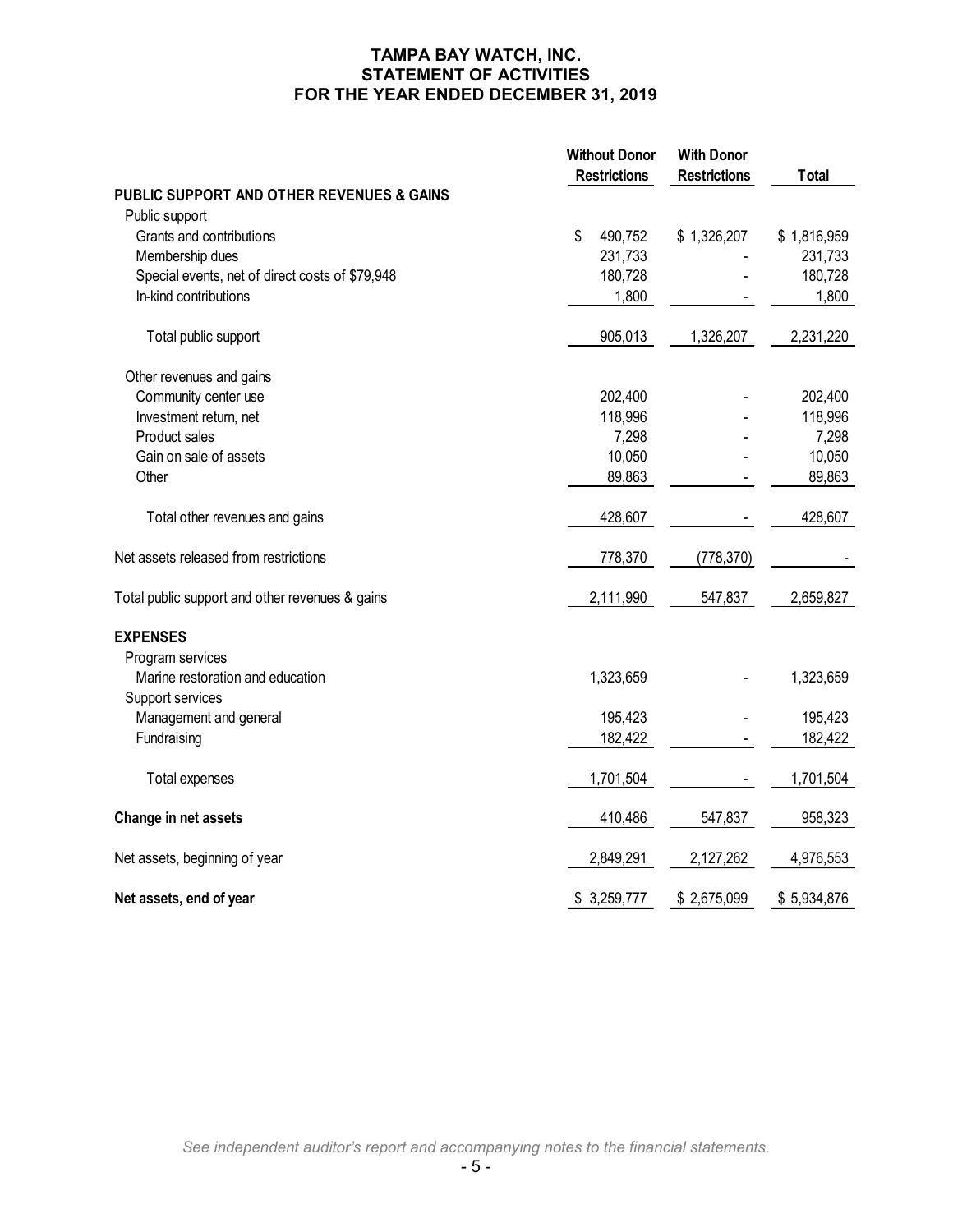# TAMPA BAY WATCH, INC.
## STATEMENT OF ACTIVITIES
## FOR THE YEAR ENDED DECEMBER 31, 2019

| | Without Donor Restrictions | With Donor Restrictions | Total |
|---|---|---|---|
| **PUBLIC SUPPORT AND OTHER REVENUES & GAINS** | | | |
| Public support | | | |
| Grants and contributions | $ 490,752 | $ 1,326,207 | $ 1,816,959 |
| Membership dues | 231,733 | - | 231,733 |
| Special events, net of direct costs of $79,948 | 180,728 | - | 180,728 |
| In-kind contributions | 1,800 | - | 1,800 |
| Total public support | 905,013 | 1,326,207 | 2,231,220 |
| Other revenues and gains | | | |
| Community center use | 202,400 | - | 202,400 |
| Investment return, net | 118,996 | - | 118,996 |
| Product sales | 7,298 | - | 7,298 |
| Gain on sale of assets | 10,050 | - | 10,050 |
| Other | 89,863 | - | 89,863 |
| Total other revenues and gains | 428,607 | - | 428,607 |
| Net assets released from restrictions | 778,370 | (778,370) | - |
| Total public support and other revenues & gains | 2,111,990 | 547,837 | 2,659,827 |
| **EXPENSES** | | | |
| Program services | | | |
| Marine restoration and education | 1,323,659 | - | 1,323,659 |
| Support services | | | |
| Management and general | 195,423 | - | 195,423 |
| Fundraising | 182,422 | - | 182,422 |
| Total expenses | 1,701,504 | - | 1,701,504 |
| **Change in net assets** | 410,486 | 547,837 | 958,323 |
| Net assets, beginning of year | 2,849,291 | 2,127,262 | 4,976,553 |
| **Net assets, end of year** | $ 3,259,777 | $ 2,675,099 | $ 5,934,876 |

*See independent auditor's report and accompanying notes to the financial statements.*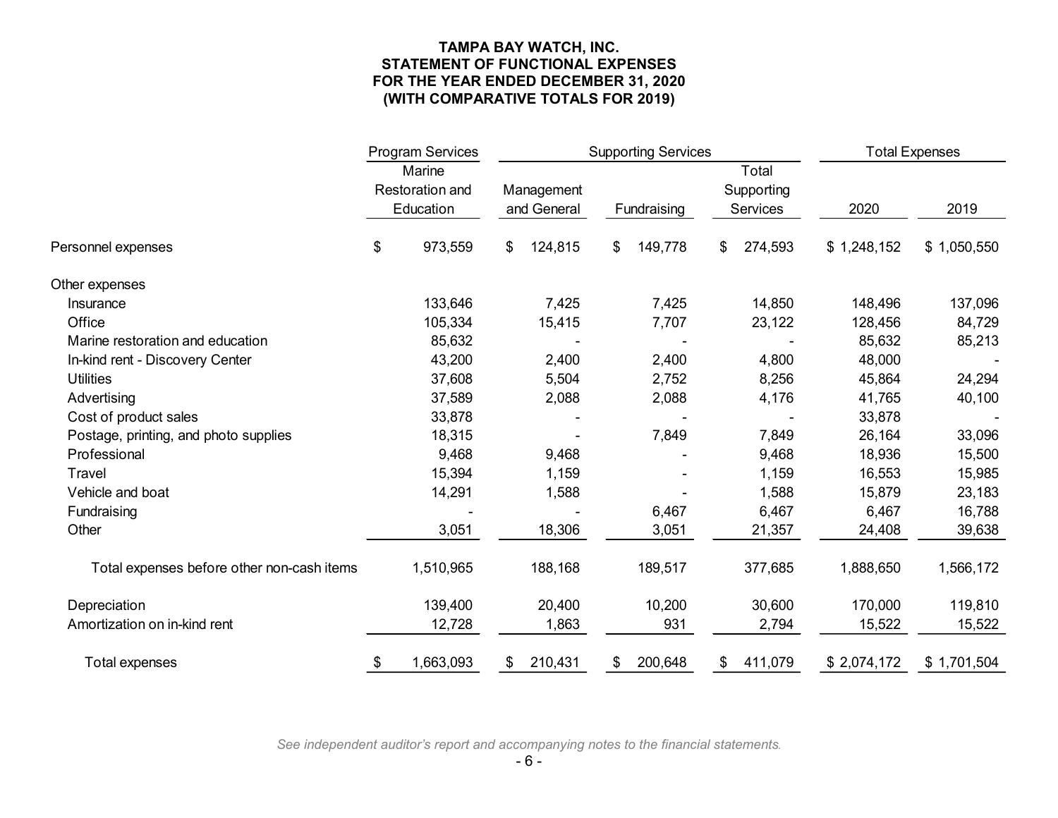**TAMPA BAY WATCH, INC.**
**STATEMENT OF FUNCTIONAL EXPENSES**
**FOR THE YEAR ENDED DECEMBER 31, 2020**
**(WITH COMPARATIVE TOTALS FOR 2019)**

| | Program Services | Supporting Services | | | Total Expenses | |
|---|---|---|---|---|---|---|
| | Marine Restoration and Education | Management and General | Fundraising | Total Supporting Services | 2020 | 2019 |
| Personnel expenses | $ 973,559 | $ 124,815 | $ 149,778 | $ 274,593 | $ 1,248,152 | $ 1,050,550 |
| Other expenses | | | | | | |
| Insurance | 133,646 | 7,425 | 7,425 | 14,850 | 148,496 | 137,096 |
| Office | 105,334 | 15,415 | 7,707 | 23,122 | 128,456 | 84,729 |
| Marine restoration and education | 85,632 | - | - | - | 85,632 | 85,213 |
| In-kind rent - Discovery Center | 43,200 | 2,400 | 2,400 | 4,800 | 48,000 | - |
| Utilities | 37,608 | 5,504 | 2,752 | 8,256 | 45,864 | 24,294 |
| Advertising | 37,589 | 2,088 | 2,088 | 4,176 | 41,765 | 40,100 |
| Cost of product sales | 33,878 | - | - | - | 33,878 | - |
| Postage, printing, and photo supplies | 18,315 | - | 7,849 | 7,849 | 26,164 | 33,096 |
| Professional | 9,468 | 9,468 | - | 9,468 | 18,936 | 15,500 |
| Travel | 15,394 | 1,159 | - | 1,159 | 16,553 | 15,985 |
| Vehicle and boat | 14,291 | 1,588 | - | 1,588 | 15,879 | 23,183 |
| Fundraising | - | - | 6,467 | 6,467 | 6,467 | 16,788 |
| Other | 3,051 | 18,306 | 3,051 | 21,357 | 24,408 | 39,638 |
| Total expenses before other non-cash items | 1,510,965 | 188,168 | 189,517 | 377,685 | 1,888,650 | 1,566,172 |
| Depreciation | 139,400 | 20,400 | 10,200 | 30,600 | 170,000 | 119,810 |
| Amortization on in-kind rent | 12,728 | 1,863 | 931 | 2,794 | 15,522 | 15,522 |
| Total expenses | $ 1,663,093 | $ 210,431 | $ 200,648 | $ 411,079 | $ 2,074,172 | $ 1,701,504 |

*See independent auditor's report and accompanying notes to the financial statements.*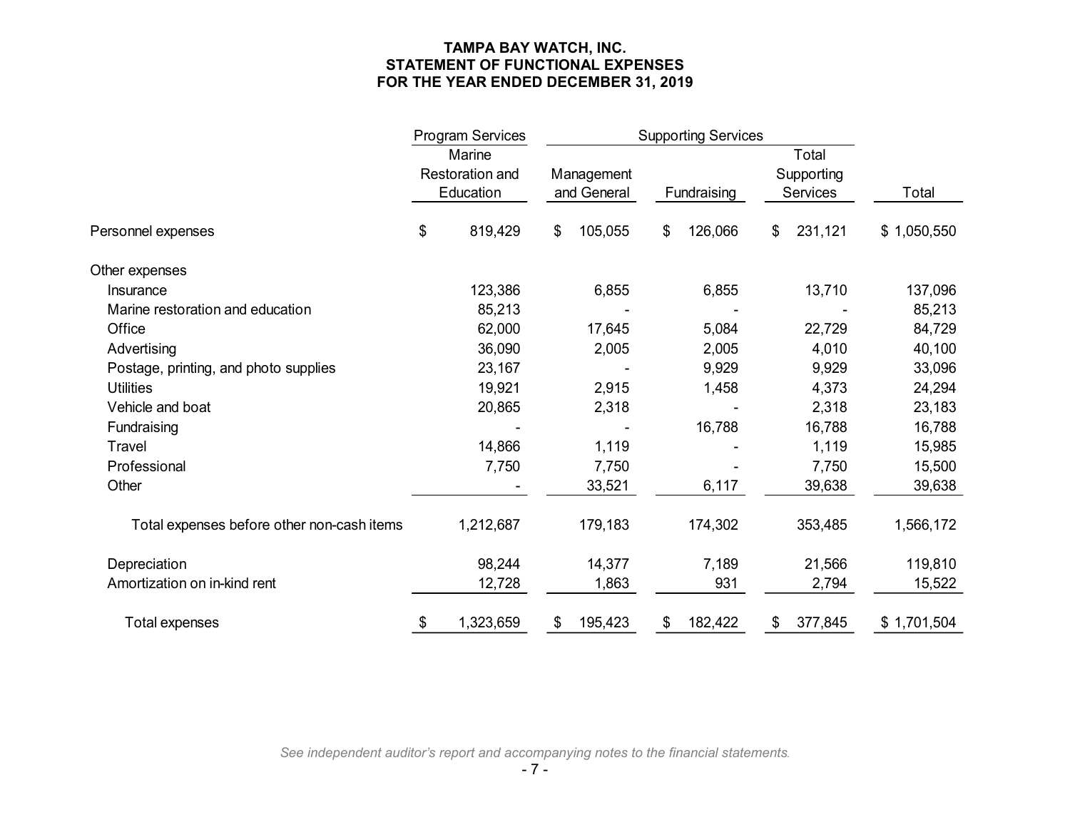# TAMPA BAY WATCH, INC.
## STATEMENT OF FUNCTIONAL EXPENSES
### FOR THE YEAR ENDED DECEMBER 31, 2019

| | Program Services | Supporting Services | | | |
|---|---|---|---|---|---|
| | Marine Restoration and Education | Management and General | Fundraising | Total Supporting Services | Total |
| Personnel expenses | $ 819,429 | $ 105,055 | $ 126,066 | $ 231,121 | $ 1,050,550 |
| Other expenses | | | | | |
| Insurance | 123,386 | 6,855 | 6,855 | 13,710 | 137,096 |
| Marine restoration and education | 85,213 | - | - | - | 85,213 |
| Office | 62,000 | 17,645 | 5,084 | 22,729 | 84,729 |
| Advertising | 36,090 | 2,005 | 2,005 | 4,010 | 40,100 |
| Postage, printing, and photo supplies | 23,167 | - | 9,929 | 9,929 | 33,096 |
| Utilities | 19,921 | 2,915 | 1,458 | 4,373 | 24,294 |
| Vehicle and boat | 20,865 | 2,318 | - | 2,318 | 23,183 |
| Fundraising | - | - | 16,788 | 16,788 | 16,788 |
| Travel | 14,866 | 1,119 | - | 1,119 | 15,985 |
| Professional | 7,750 | 7,750 | - | 7,750 | 15,500 |
| Other | - | 33,521 | 6,117 | 39,638 | 39,638 |
| Total expenses before other non-cash items | 1,212,687 | 179,183 | 174,302 | 353,485 | 1,566,172 |
| Depreciation | 98,244 | 14,377 | 7,189 | 21,566 | 119,810 |
| Amortization on in-kind rent | 12,728 | 1,863 | 931 | 2,794 | 15,522 |
| Total expenses | $ 1,323,659 | $ 195,423 | $ 182,422 | $ 377,845 | $ 1,701,504 |

*See independent auditor's report and accompanying notes to the financial statements.*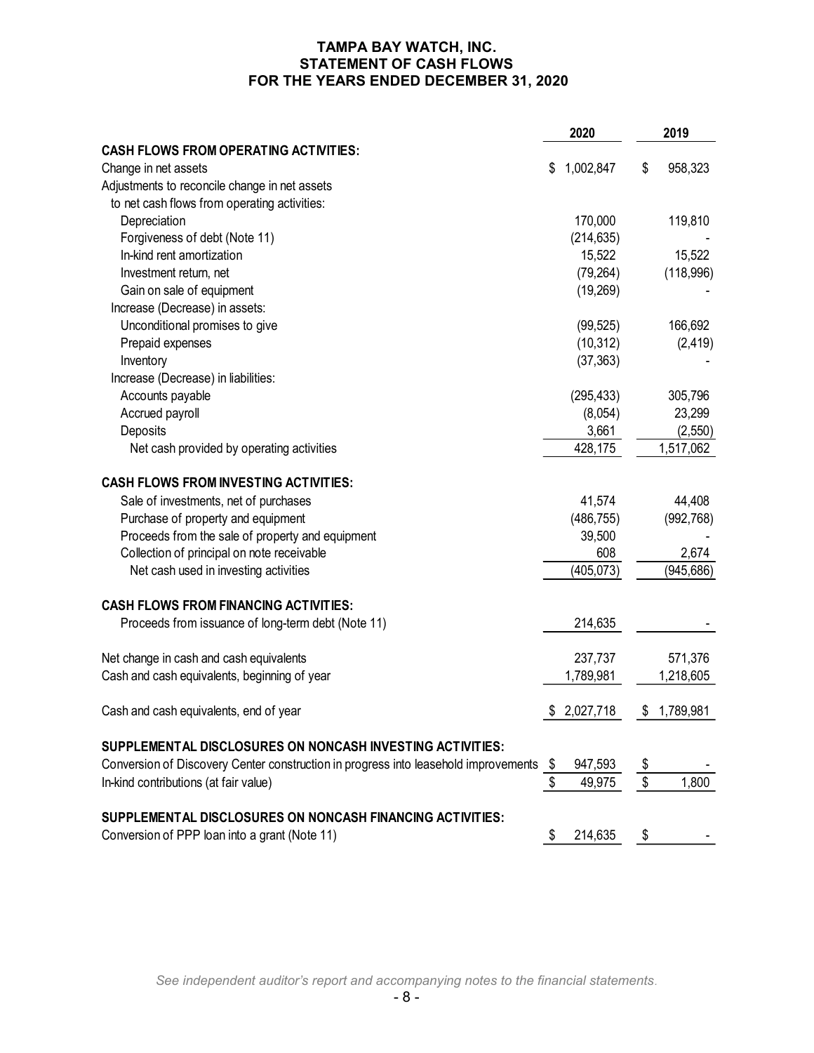# TAMPA BAY WATCH, INC.
## STATEMENT OF CASH FLOWS
## FOR THE YEARS ENDED DECEMBER 31, 2020

| | 2020 | 2019 |
|---|---|---|
| **CASH FLOWS FROM OPERATING ACTIVITIES:** | | |
| Change in net assets | $ 1,002,847 | $ 958,323 |
| Adjustments to reconcile change in net assets to net cash flows from operating activities: | | |
| Depreciation | 170,000 | 119,810 |
| Forgiveness of debt (Note 11) | (214,635) | - |
| In-kind rent amortization | 15,522 | 15,522 |
| Investment return, net | (79,264) | (118,996) |
| Gain on sale of equipment | (19,269) | - |
| Increase (Decrease) in assets: | | |
| Unconditional promises to give | (99,525) | 166,692 |
| Prepaid expenses | (10,312) | (2,419) |
| Inventory | (37,363) | - |
| Increase (Decrease) in liabilities: | | |
| Accounts payable | (295,433) | 305,796 |
| Accrued payroll | (8,054) | 23,299 |
| Deposits | 3,661 | (2,550) |
| Net cash provided by operating activities | 428,175 | 1,517,062 |
| **CASH FLOWS FROM INVESTING ACTIVITIES:** | | |
| Sale of investments, net of purchases | 41,574 | 44,408 |
| Purchase of property and equipment | (486,755) | (992,768) |
| Proceeds from the sale of property and equipment | 39,500 | - |
| Collection of principal on note receivable | 608 | 2,674 |
| Net cash used in investing activities | (405,073) | (945,686) |
| **CASH FLOWS FROM FINANCING ACTIVITIES:** | | |
| Proceeds from issuance of long-term debt (Note 11) | 214,635 | - |
| Net change in cash and cash equivalents | 237,737 | 571,376 |
| Cash and cash equivalents, beginning of year | 1,789,981 | 1,218,605 |
| Cash and cash equivalents, end of year | $ 2,027,718 | $ 1,789,981 |
| **SUPPLEMENTAL DISCLOSURES ON NONCASH INVESTING ACTIVITIES:** | | |
| Conversion of Discovery Center construction in progress into leasehold improvements | $ 947,593 | $ - |
| In-kind contributions (at fair value) | $ 49,975 | $ 1,800 |
| **SUPPLEMENTAL DISCLOSURES ON NONCASH FINANCING ACTIVITIES:** | | |
| Conversion of PPP loan into a grant (Note 11) | $ 214,635 | $ - |

*See independent auditor's report and accompanying notes to the financial statements.*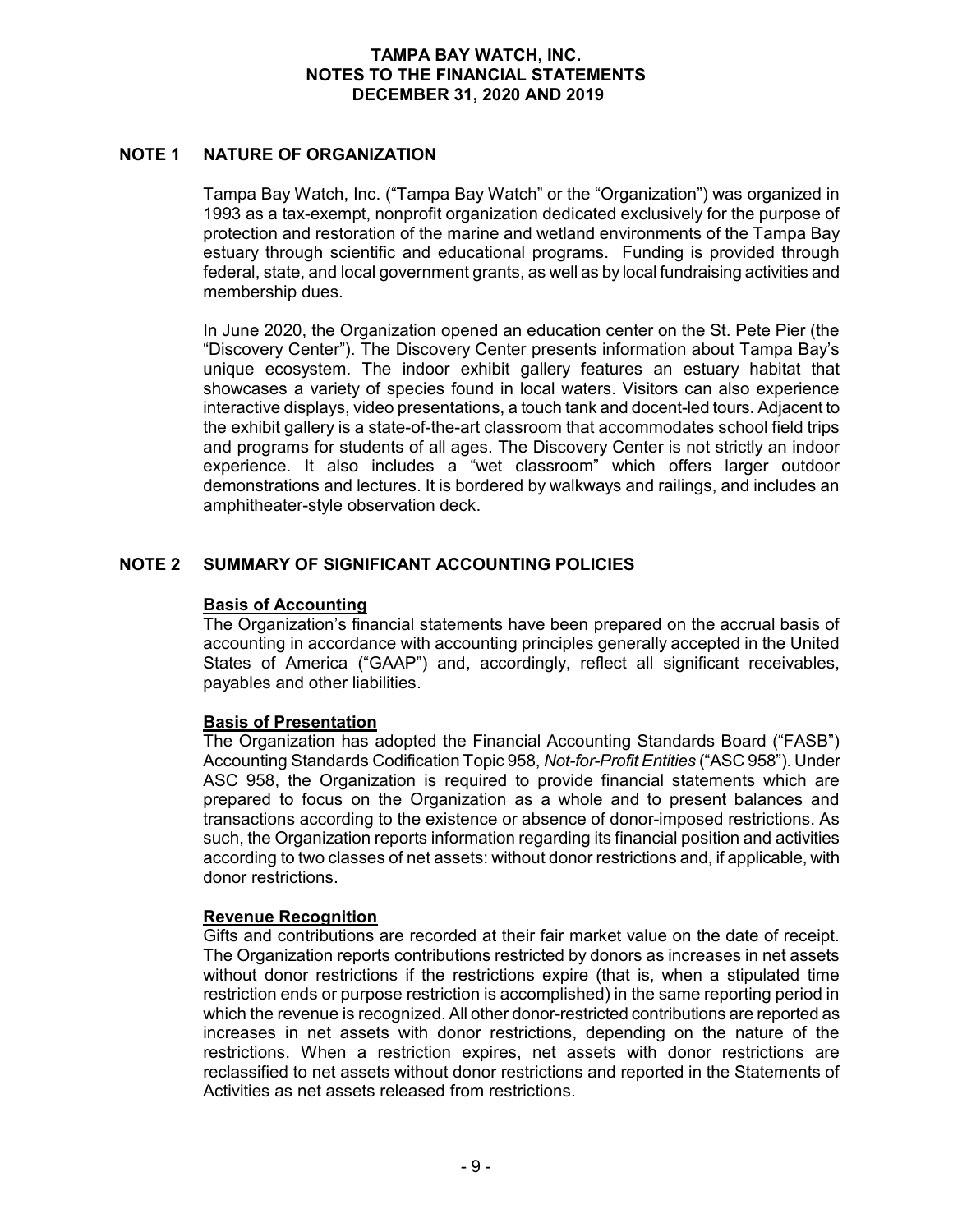## NOTE 1 NATURE OF ORGANIZATION

Tampa Bay Watch, Inc. ("Tampa Bay Watch" or the "Organization") was organized in 1993 as a tax-exempt, nonprofit organization dedicated exclusively for the purpose of protection and restoration of the marine and wetland environments of the Tampa Bay estuary through scientific and educational programs. Funding is provided through federal, state, and local government grants, as well as by local fundraising activities and membership dues.

In June 2020, the Organization opened an education center on the St. Pete Pier (the "Discovery Center"). The Discovery Center presents information about Tampa Bay's unique ecosystem. The indoor exhibit gallery features an estuary habitat that showcases a variety of species found in local waters. Visitors can also experience interactive displays, video presentations, a touch tank and docent-led tours. Adjacent to the exhibit gallery is a state-of-the-art classroom that accommodates school field trips and programs for students of all ages. The Discovery Center is not strictly an indoor experience. It also includes a "wet classroom" which offers larger outdoor demonstrations and lectures. It is bordered by walkways and railings, and includes an amphitheater-style observation deck.

## NOTE 2 SUMMARY OF SIGNIFICANT ACCOUNTING POLICIES

**Basis of Accounting**

The Organization's financial statements have been prepared on the accrual basis of accounting in accordance with accounting principles generally accepted in the United States of America ("GAAP") and, accordingly, reflect all significant receivables, payables and other liabilities.

**Basis of Presentation**

The Organization has adopted the Financial Accounting Standards Board ("FASB") Accounting Standards Codification Topic 958, *Not-for-Profit Entities* ("ASC 958"). Under ASC 958, the Organization is required to provide financial statements which are prepared to focus on the Organization as a whole and to present balances and transactions according to the existence or absence of donor-imposed restrictions. As such, the Organization reports information regarding its financial position and activities according to two classes of net assets: without donor restrictions and, if applicable, with donor restrictions.

**Revenue Recognition**

Gifts and contributions are recorded at their fair market value on the date of receipt. The Organization reports contributions restricted by donors as increases in net assets without donor restrictions if the restrictions expire (that is, when a stipulated time restriction ends or purpose restriction is accomplished) in the same reporting period in which the revenue is recognized. All other donor-restricted contributions are reported as increases in net assets with donor restrictions, depending on the nature of the restrictions. When a restriction expires, net assets with donor restrictions are reclassified to net assets without donor restrictions and reported in the Statements of Activities as net assets released from restrictions.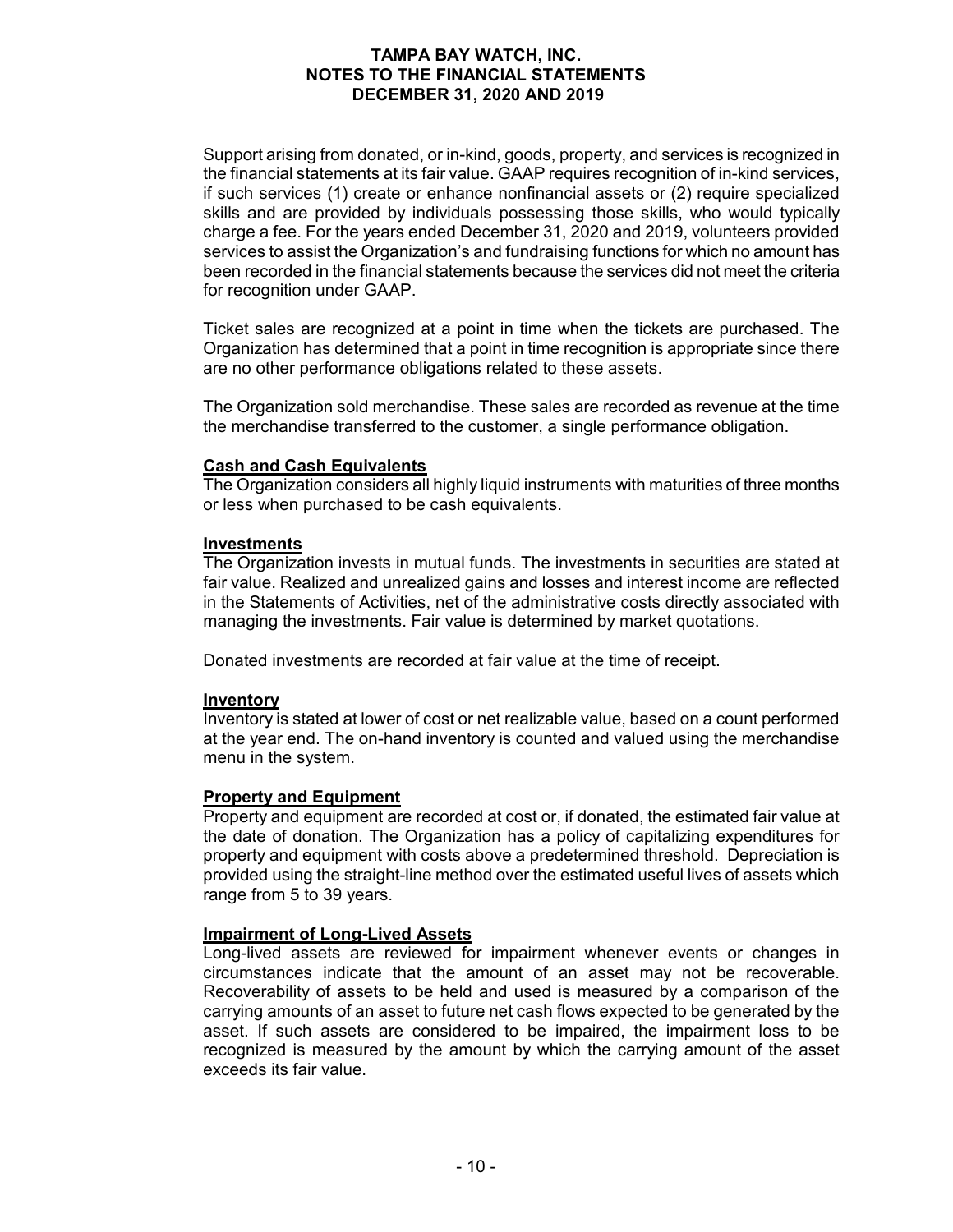Support arising from donated, or in-kind, goods, property, and services is recognized in the financial statements at its fair value. GAAP requires recognition of in-kind services, if such services (1) create or enhance nonfinancial assets or (2) require specialized skills and are provided by individuals possessing those skills, who would typically charge a fee. For the years ended December 31, 2020 and 2019, volunteers provided services to assist the Organization's and fundraising functions for which no amount has been recorded in the financial statements because the services did not meet the criteria for recognition under GAAP.

Ticket sales are recognized at a point in time when the tickets are purchased. The Organization has determined that a point in time recognition is appropriate since there are no other performance obligations related to these assets.

The Organization sold merchandise. These sales are recorded as revenue at the time the merchandise transferred to the customer, a single performance obligation.

**Cash and Cash Equivalents**

The Organization considers all highly liquid instruments with maturities of three months or less when purchased to be cash equivalents.

**Investments**

The Organization invests in mutual funds. The investments in securities are stated at fair value. Realized and unrealized gains and losses and interest income are reflected in the Statements of Activities, net of the administrative costs directly associated with managing the investments. Fair value is determined by market quotations.

Donated investments are recorded at fair value at the time of receipt.

**Inventory**

Inventory is stated at lower of cost or net realizable value, based on a count performed at the year end. The on-hand inventory is counted and valued using the merchandise menu in the system.

**Property and Equipment**

Property and equipment are recorded at cost or, if donated, the estimated fair value at the date of donation. The Organization has a policy of capitalizing expenditures for property and equipment with costs above a predetermined threshold. Depreciation is provided using the straight-line method over the estimated useful lives of assets which range from 5 to 39 years.

**Impairment of Long-Lived Assets**

Long-lived assets are reviewed for impairment whenever events or changes in circumstances indicate that the amount of an asset may not be recoverable. Recoverability of assets to be held and used is measured by a comparison of the carrying amounts of an asset to future net cash flows expected to be generated by the asset. If such assets are considered to be impaired, the impairment loss to be recognized is measured by the amount by which the carrying amount of the asset exceeds its fair value.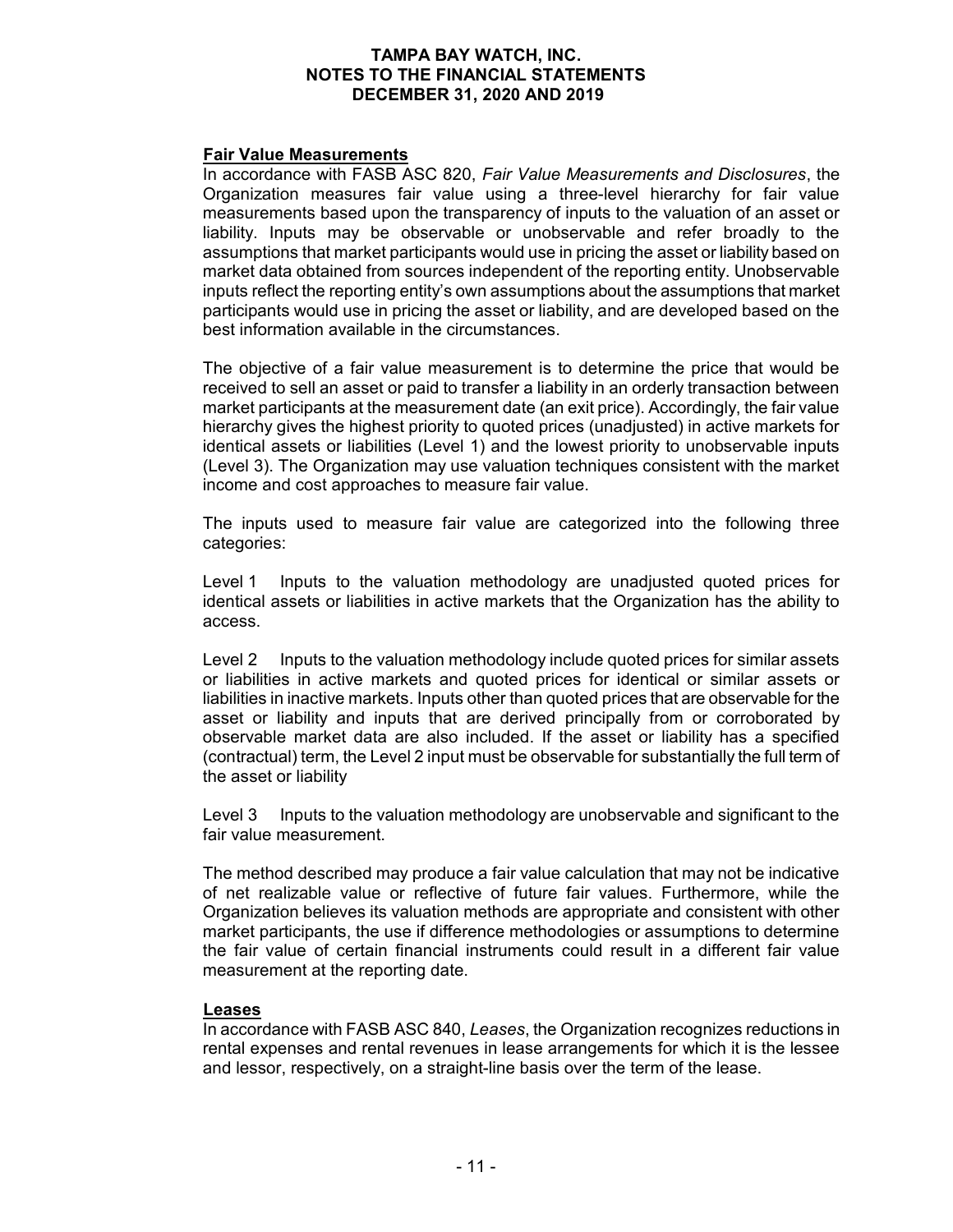### Fair Value Measurements

In accordance with FASB ASC 820, *Fair Value Measurements and Disclosures*, the Organization measures fair value using a three-level hierarchy for fair value measurements based upon the transparency of inputs to the valuation of an asset or liability. Inputs may be observable or unobservable and refer broadly to the assumptions that market participants would use in pricing the asset or liability based on market data obtained from sources independent of the reporting entity. Unobservable inputs reflect the reporting entity's own assumptions about the assumptions that market participants would use in pricing the asset or liability, and are developed based on the best information available in the circumstances.

The objective of a fair value measurement is to determine the price that would be received to sell an asset or paid to transfer a liability in an orderly transaction between market participants at the measurement date (an exit price). Accordingly, the fair value hierarchy gives the highest priority to quoted prices (unadjusted) in active markets for identical assets or liabilities (Level 1) and the lowest priority to unobservable inputs (Level 3). The Organization may use valuation techniques consistent with the market income and cost approaches to measure fair value.

The inputs used to measure fair value are categorized into the following three categories:

Level 1 Inputs to the valuation methodology are unadjusted quoted prices for identical assets or liabilities in active markets that the Organization has the ability to access.

Level 2 Inputs to the valuation methodology include quoted prices for similar assets or liabilities in active markets and quoted prices for identical or similar assets or liabilities in inactive markets. Inputs other than quoted prices that are observable for the asset or liability and inputs that are derived principally from or corroborated by observable market data are also included. If the asset or liability has a specified (contractual) term, the Level 2 input must be observable for substantially the full term of the asset or liability

Level 3 Inputs to the valuation methodology are unobservable and significant to the fair value measurement.

The method described may produce a fair value calculation that may not be indicative of net realizable value or reflective of future fair values. Furthermore, while the Organization believes its valuation methods are appropriate and consistent with other market participants, the use if difference methodologies or assumptions to determine the fair value of certain financial instruments could result in a different fair value measurement at the reporting date.

### Leases

In accordance with FASB ASC 840, *Leases*, the Organization recognizes reductions in rental expenses and rental revenues in lease arrangements for which it is the lessee and lessor, respectively, on a straight-line basis over the term of the lease.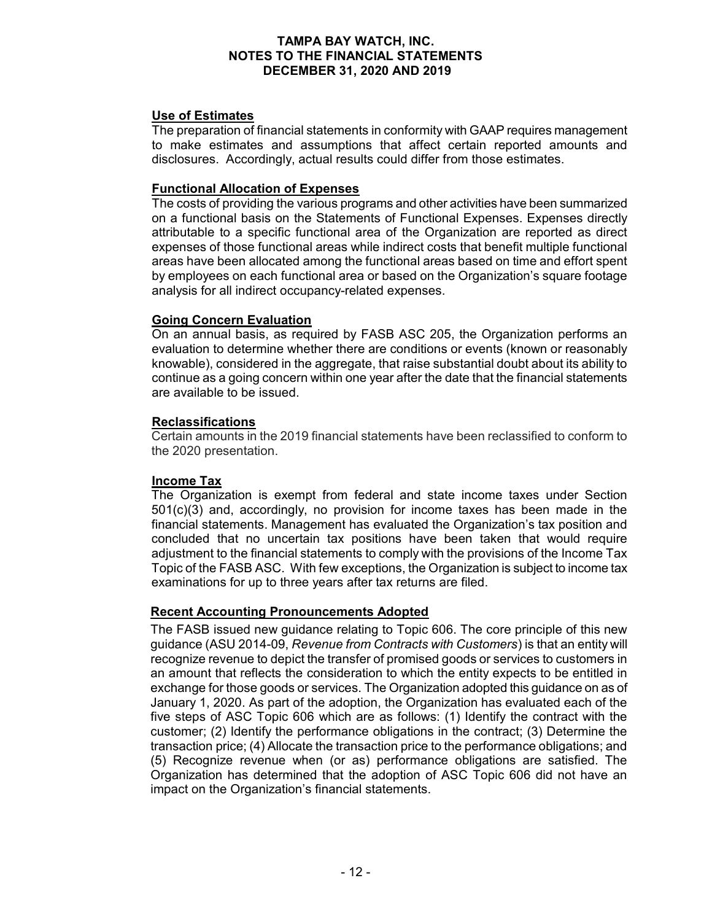### Use of Estimates

The preparation of financial statements in conformity with GAAP requires management to make estimates and assumptions that affect certain reported amounts and disclosures. Accordingly, actual results could differ from those estimates.

### Functional Allocation of Expenses

The costs of providing the various programs and other activities have been summarized on a functional basis on the Statements of Functional Expenses. Expenses directly attributable to a specific functional area of the Organization are reported as direct expenses of those functional areas while indirect costs that benefit multiple functional areas have been allocated among the functional areas based on time and effort spent by employees on each functional area or based on the Organization's square footage analysis for all indirect occupancy-related expenses.

### Going Concern Evaluation

On an annual basis, as required by FASB ASC 205, the Organization performs an evaluation to determine whether there are conditions or events (known or reasonably knowable), considered in the aggregate, that raise substantial doubt about its ability to continue as a going concern within one year after the date that the financial statements are available to be issued.

### Reclassifications

Certain amounts in the 2019 financial statements have been reclassified to conform to the 2020 presentation.

### Income Tax

The Organization is exempt from federal and state income taxes under Section 501(c)(3) and, accordingly, no provision for income taxes has been made in the financial statements. Management has evaluated the Organization's tax position and concluded that no uncertain tax positions have been taken that would require adjustment to the financial statements to comply with the provisions of the Income Tax Topic of the FASB ASC. With few exceptions, the Organization is subject to income tax examinations for up to three years after tax returns are filed.

### Recent Accounting Pronouncements Adopted

The FASB issued new guidance relating to Topic 606. The core principle of this new guidance (ASU 2014-09, *Revenue from Contracts with Customers*) is that an entity will recognize revenue to depict the transfer of promised goods or services to customers in an amount that reflects the consideration to which the entity expects to be entitled in exchange for those goods or services. The Organization adopted this guidance on as of January 1, 2020. As part of the adoption, the Organization has evaluated each of the five steps of ASC Topic 606 which are as follows: (1) Identify the contract with the customer; (2) Identify the performance obligations in the contract; (3) Determine the transaction price; (4) Allocate the transaction price to the performance obligations; and (5) Recognize revenue when (or as) performance obligations are satisfied. The Organization has determined that the adoption of ASC Topic 606 did not have an impact on the Organization's financial statements.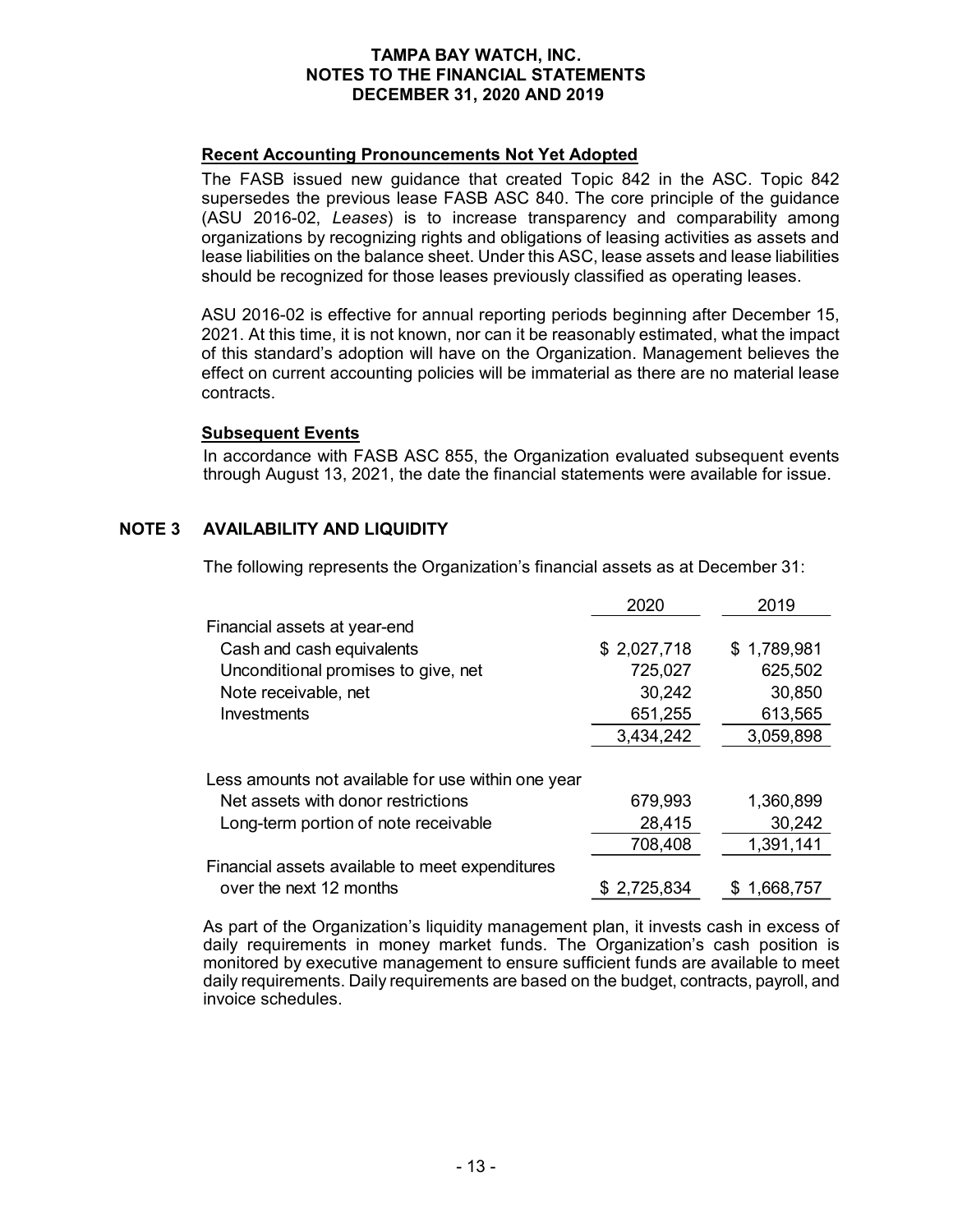### Recent Accounting Pronouncements Not Yet Adopted

The FASB issued new guidance that created Topic 842 in the ASC. Topic 842 supersedes the previous lease FASB ASC 840. The core principle of the guidance (ASU 2016-02, *Leases*) is to increase transparency and comparability among organizations by recognizing rights and obligations of leasing activities as assets and lease liabilities on the balance sheet. Under this ASC, lease assets and lease liabilities should be recognized for those leases previously classified as operating leases.

ASU 2016-02 is effective for annual reporting periods beginning after December 15, 2021. At this time, it is not known, nor can it be reasonably estimated, what the impact of this standard's adoption will have on the Organization. Management believes the effect on current accounting policies will be immaterial as there are no material lease contracts.

### Subsequent Events

In accordance with FASB ASC 855, the Organization evaluated subsequent events through August 13, 2021, the date the financial statements were available for issue.

## NOTE 3 AVAILABILITY AND LIQUIDITY

The following represents the Organization's financial assets as at December 31:

| | 2020 | 2019 |
|---|---|---|
| Financial assets at year-end | | |
| Cash and cash equivalents | $ 2,027,718 | $ 1,789,981 |
| Unconditional promises to give, net | 725,027 | 625,502 |
| Note receivable, net | 30,242 | 30,850 |
| Investments | 651,255 | 613,565 |
| | 3,434,242 | 3,059,898 |
| Less amounts not available for use within one year | | |
| Net assets with donor restrictions | 679,993 | 1,360,899 |
| Long-term portion of note receivable | 28,415 | 30,242 |
| | 708,408 | 1,391,141 |
| Financial assets available to meet expenditures over the next 12 months | $ 2,725,834 | $ 1,668,757 |

As part of the Organization's liquidity management plan, it invests cash in excess of daily requirements in money market funds. The Organization's cash position is monitored by executive management to ensure sufficient funds are available to meet daily requirements. Daily requirements are based on the budget, contracts, payroll, and invoice schedules.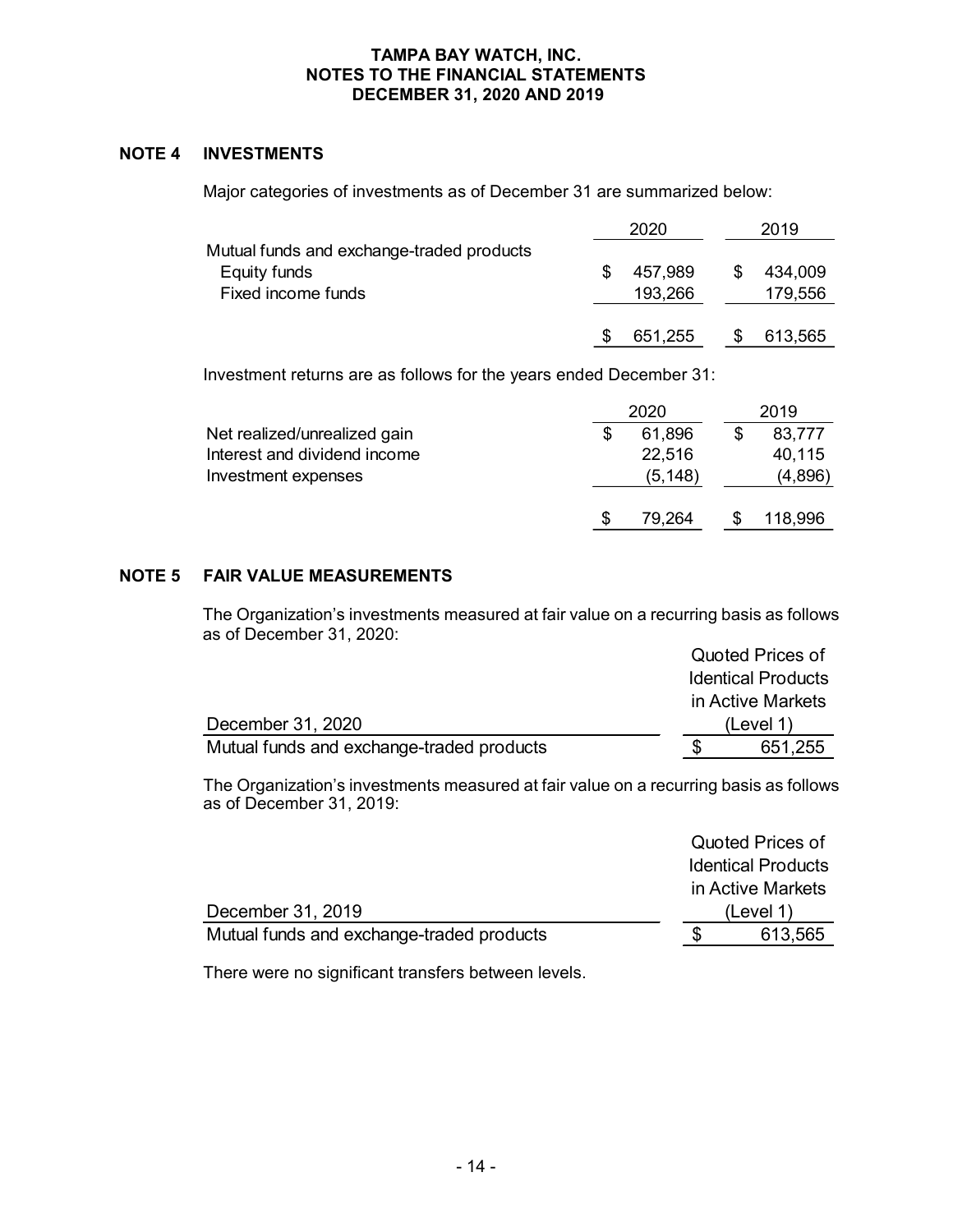## NOTE 4 INVESTMENTS

Major categories of investments as of December 31 are summarized below:

| | 2020 | 2019 |
|---|---|---|
| Mutual funds and exchange-traded products | | |
| Equity funds | $ 457,989 | $ 434,009 |
| Fixed income funds | 193,266 | 179,556 |
| | $ 651,255 | $ 613,565 |

Investment returns are as follows for the years ended December 31:

| | 2020 | 2019 |
|---|---|---|
| Net realized/unrealized gain | $ 61,896 | $ 83,777 |
| Interest and dividend income | 22,516 | 40,115 |
| Investment expenses | (5,148) | (4,896) |
| | $ 79,264 | $ 118,996 |

## NOTE 5 FAIR VALUE MEASUREMENTS

The Organization's investments measured at fair value on a recurring basis as follows as of December 31, 2020:

| December 31, 2020 | Quoted Prices of Identical Products in Active Markets (Level 1) |
|---|---|
| Mutual funds and exchange-traded products | $ 651,255 |

The Organization's investments measured at fair value on a recurring basis as follows as of December 31, 2019:

| December 31, 2019 | Quoted Prices of Identical Products in Active Markets (Level 1) |
|---|---|
| Mutual funds and exchange-traded products | $ 613,565 |

There were no significant transfers between levels.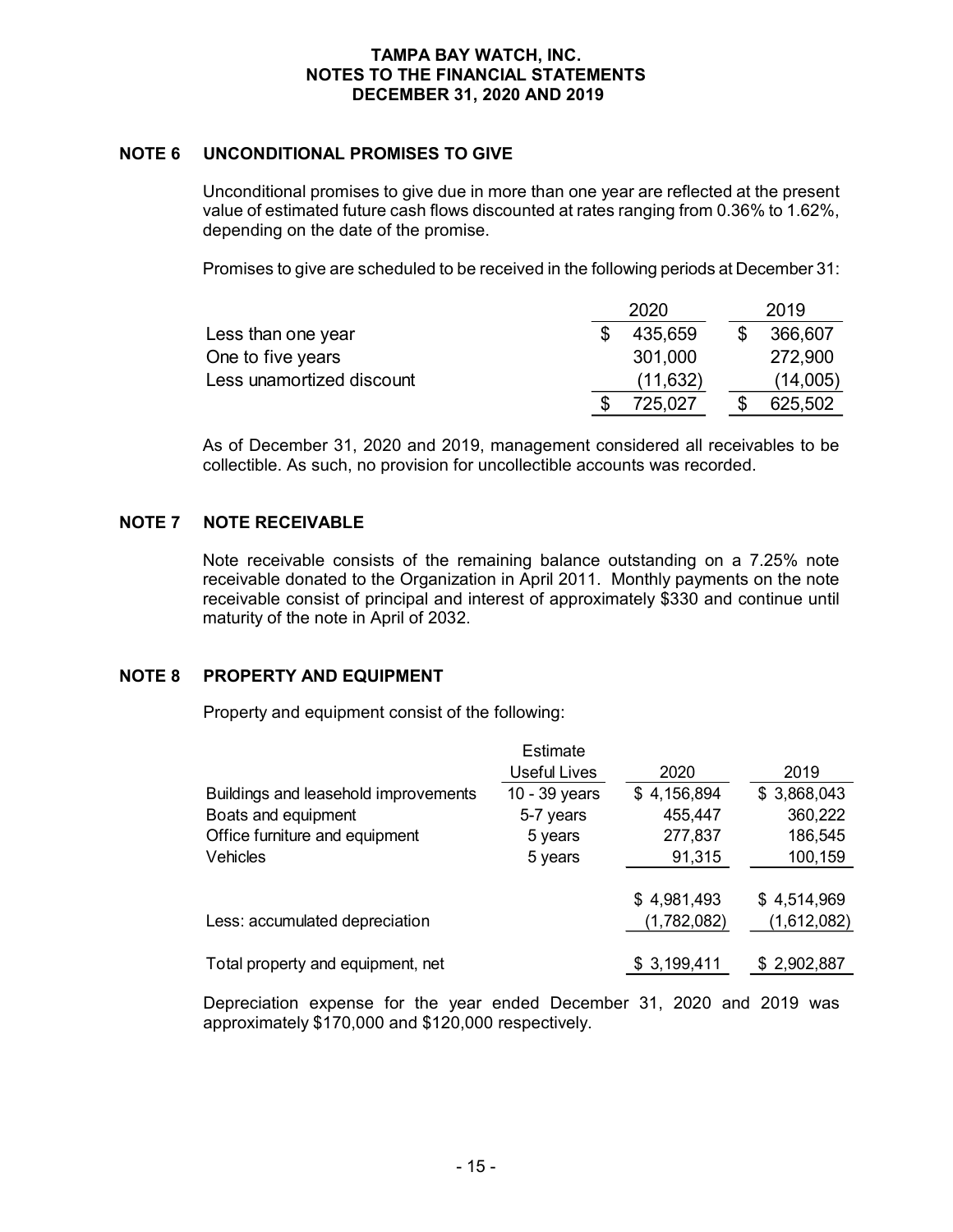**TAMPA BAY WATCH, INC.**
**NOTES TO THE FINANCIAL STATEMENTS**
**DECEMBER 31, 2020 AND 2019**

## NOTE 6 UNCONDITIONAL PROMISES TO GIVE

Unconditional promises to give due in more than one year are reflected at the present value of estimated future cash flows discounted at rates ranging from 0.36% to 1.62%, depending on the date of the promise.

Promises to give are scheduled to be received in the following periods at December 31:

| | 2020 | 2019 |
|---|---|---|
| Less than one year | $ 435,659 | $ 366,607 |
| One to five years | 301,000 | 272,900 |
| Less unamortized discount | (11,632) | (14,005) |
| | $ 725,027 | $ 625,502 |

As of December 31, 2020 and 2019, management considered all receivables to be collectible. As such, no provision for uncollectible accounts was recorded.

## NOTE 7 NOTE RECEIVABLE

Note receivable consists of the remaining balance outstanding on a 7.25% note receivable donated to the Organization in April 2011. Monthly payments on the note receivable consist of principal and interest of approximately $330 and continue until maturity of the note in April of 2032.

## NOTE 8 PROPERTY AND EQUIPMENT

Property and equipment consist of the following:

| | Estimate Useful Lives | 2020 | 2019 |
|---|---|---|---|
| Buildings and leasehold improvements | 10 - 39 years | $ 4,156,894 | $ 3,868,043 |
| Boats and equipment | 5-7 years | 455,447 | 360,222 |
| Office furniture and equipment | 5 years | 277,837 | 186,545 |
| Vehicles | 5 years | 91,315 | 100,159 |
| | | $ 4,981,493 | $ 4,514,969 |
| Less: accumulated depreciation | | (1,782,082) | (1,612,082) |
| Total property and equipment, net | | $ 3,199,411 | $ 2,902,887 |

Depreciation expense for the year ended December 31, 2020 and 2019 was approximately $170,000 and $120,000 respectively.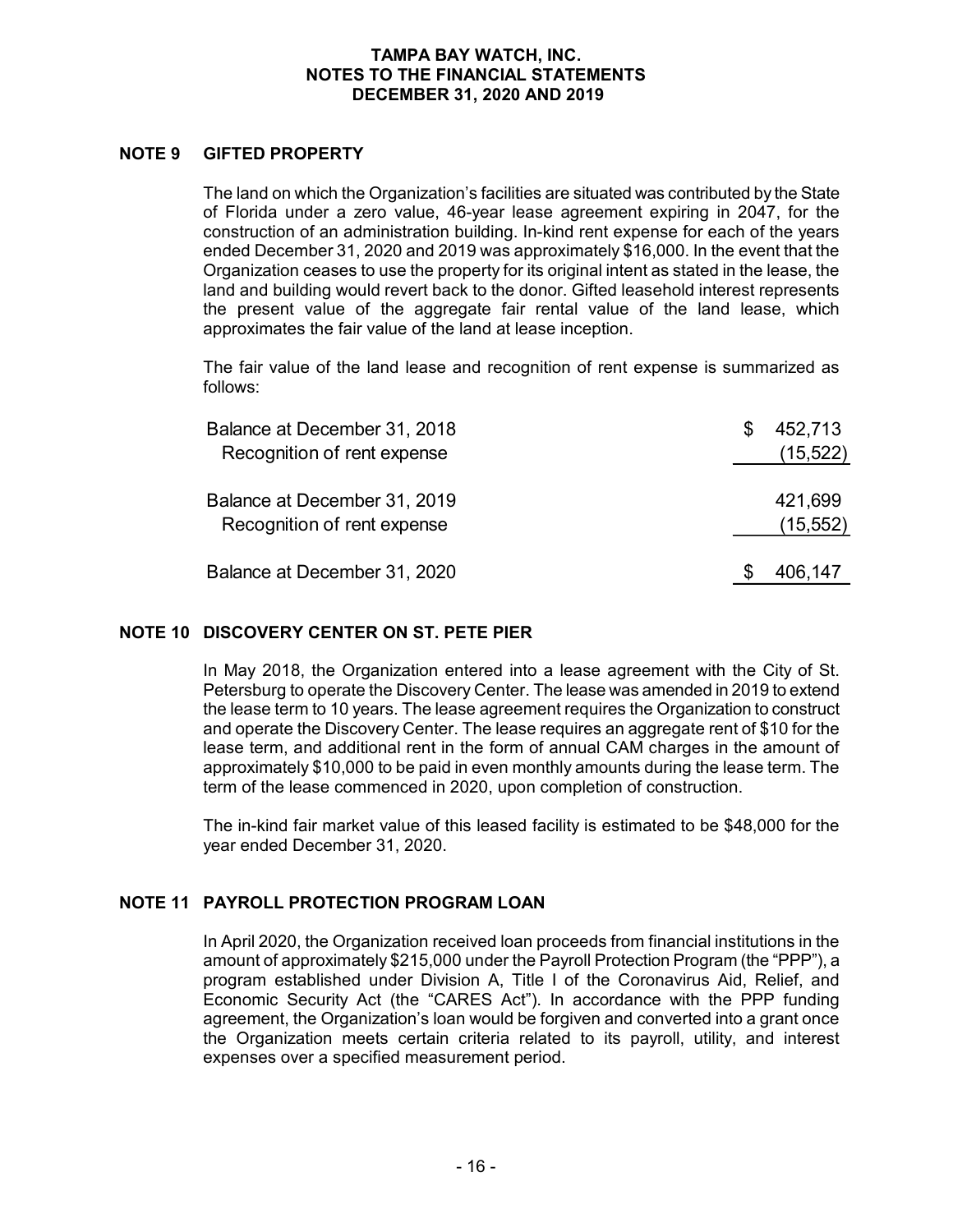# TAMPA BAY WATCH, INC.
## NOTES TO THE FINANCIAL STATEMENTS
## DECEMBER 31, 2020 AND 2019

### NOTE 9 GIFTED PROPERTY

The land on which the Organization's facilities are situated was contributed by the State of Florida under a zero value, 46-year lease agreement expiring in 2047, for the construction of an administration building. In-kind rent expense for each of the years ended December 31, 2020 and 2019 was approximately $16,000. In the event that the Organization ceases to use the property for its original intent as stated in the lease, the land and building would revert back to the donor. Gifted leasehold interest represents the present value of the aggregate fair rental value of the land lease, which approximates the fair value of the land at lease inception.

The fair value of the land lease and recognition of rent expense is summarized as follows:

| | |
|---|---|
| Balance at December 31, 2018 | $ 452,713 |
| Recognition of rent expense | (15,522) |
| Balance at December 31, 2019 | 421,699 |
| Recognition of rent expense | (15,552) |
| Balance at December 31, 2020 | $ 406,147 |

### NOTE 10 DISCOVERY CENTER ON ST. PETE PIER

In May 2018, the Organization entered into a lease agreement with the City of St. Petersburg to operate the Discovery Center. The lease was amended in 2019 to extend the lease term to 10 years. The lease agreement requires the Organization to construct and operate the Discovery Center. The lease requires an aggregate rent of $10 for the lease term, and additional rent in the form of annual CAM charges in the amount of approximately $10,000 to be paid in even monthly amounts during the lease term. The term of the lease commenced in 2020, upon completion of construction.

The in-kind fair market value of this leased facility is estimated to be $48,000 for the year ended December 31, 2020.

### NOTE 11 PAYROLL PROTECTION PROGRAM LOAN

In April 2020, the Organization received loan proceeds from financial institutions in the amount of approximately $215,000 under the Payroll Protection Program (the "PPP"), a program established under Division A, Title I of the Coronavirus Aid, Relief, and Economic Security Act (the "CARES Act"). In accordance with the PPP funding agreement, the Organization's loan would be forgiven and converted into a grant once the Organization meets certain criteria related to its payroll, utility, and interest expenses over a specified measurement period.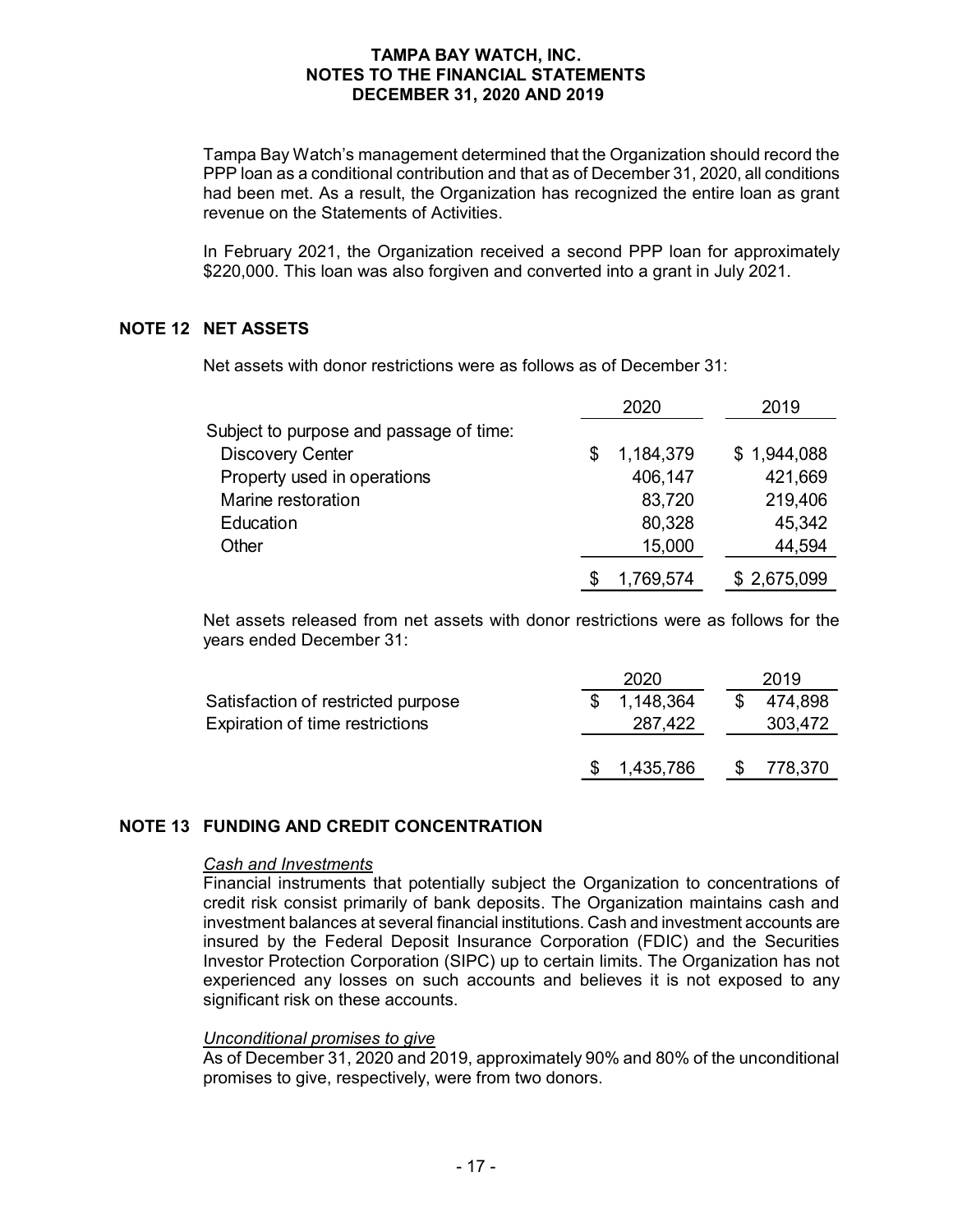Tampa Bay Watch's management determined that the Organization should record the PPP loan as a conditional contribution and that as of December 31, 2020, all conditions had been met. As a result, the Organization has recognized the entire loan as grant revenue on the Statements of Activities.

In February 2021, the Organization received a second PPP loan for approximately $220,000. This loan was also forgiven and converted into a grant in July 2021.

## NOTE 12 NET ASSETS

Net assets with donor restrictions were as follows as of December 31:

| | 2020 | 2019 |
|---|---|---|
| Subject to purpose and passage of time: | | |
| Discovery Center | $ 1,184,379 | $ 1,944,088 |
| Property used in operations | 406,147 | 421,669 |
| Marine restoration | 83,720 | 219,406 |
| Education | 80,328 | 45,342 |
| Other | 15,000 | 44,594 |
| | $ 1,769,574 | $ 2,675,099 |

Net assets released from net assets with donor restrictions were as follows for the years ended December 31:

| | 2020 | 2019 |
|---|---|---|
| Satisfaction of restricted purpose | $ 1,148,364 | $ 474,898 |
| Expiration of time restrictions | 287,422 | 303,472 |
| | $ 1,435,786 | $ 778,370 |

## NOTE 13 FUNDING AND CREDIT CONCENTRATION

*Cash and Investments*

Financial instruments that potentially subject the Organization to concentrations of credit risk consist primarily of bank deposits. The Organization maintains cash and investment balances at several financial institutions. Cash and investment accounts are insured by the Federal Deposit Insurance Corporation (FDIC) and the Securities Investor Protection Corporation (SIPC) up to certain limits. The Organization has not experienced any losses on such accounts and believes it is not exposed to any significant risk on these accounts.

*Unconditional promises to give*

As of December 31, 2020 and 2019, approximately 90% and 80% of the unconditional promises to give, respectively, were from two donors.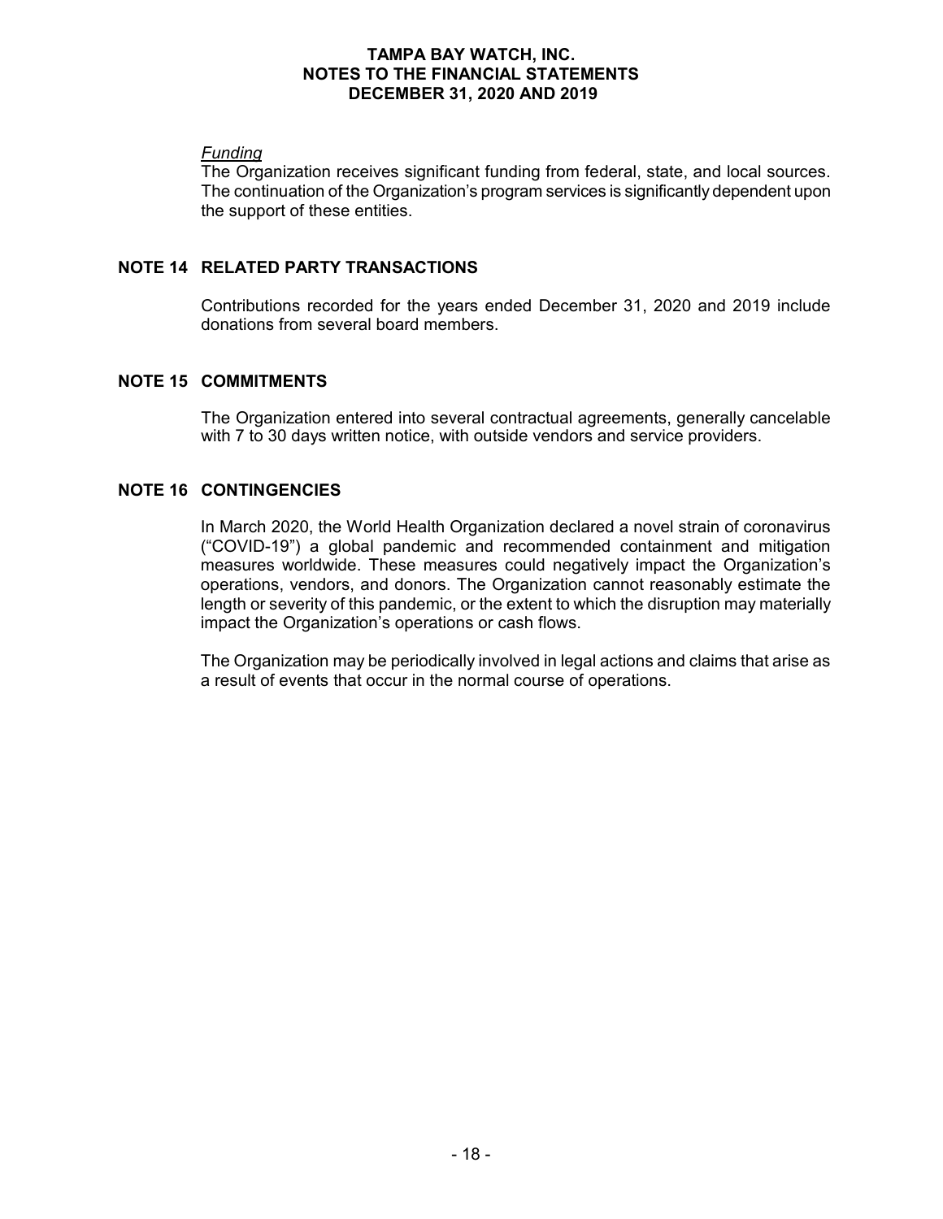*Funding*

The Organization receives significant funding from federal, state, and local sources. The continuation of the Organization's program services is significantly dependent upon the support of these entities.

## NOTE 14 RELATED PARTY TRANSACTIONS

Contributions recorded for the years ended December 31, 2020 and 2019 include donations from several board members.

## NOTE 15 COMMITMENTS

The Organization entered into several contractual agreements, generally cancelable with 7 to 30 days written notice, with outside vendors and service providers.

## NOTE 16 CONTINGENCIES

In March 2020, the World Health Organization declared a novel strain of coronavirus ("COVID-19") a global pandemic and recommended containment and mitigation measures worldwide. These measures could negatively impact the Organization's operations, vendors, and donors. The Organization cannot reasonably estimate the length or severity of this pandemic, or the extent to which the disruption may materially impact the Organization's operations or cash flows.

The Organization may be periodically involved in legal actions and claims that arise as a result of events that occur in the normal course of operations.